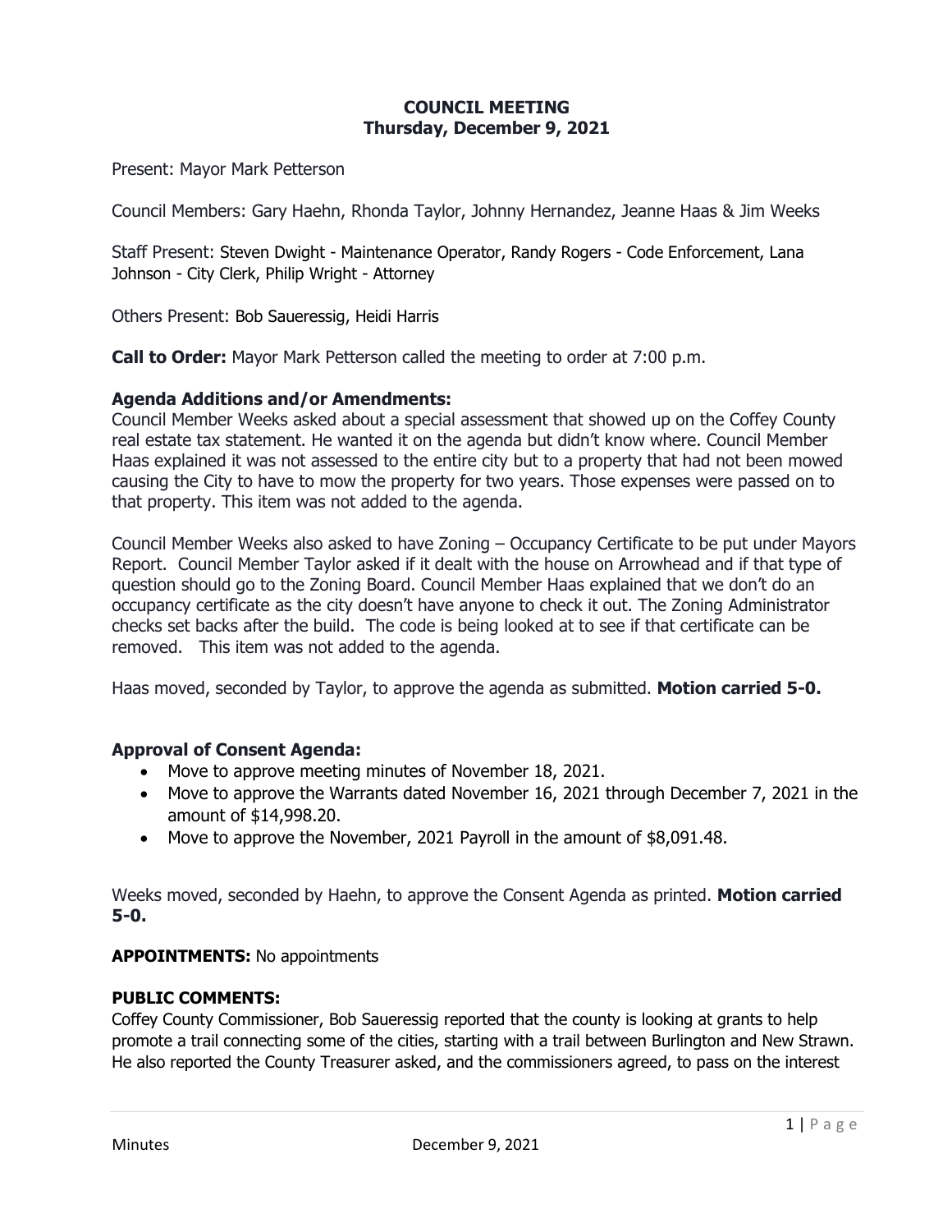# COUNCIL MEETING
## Thursday, December 9, 2021

Present: Mayor Mark Petterson

Council Members: Gary Haehn, Rhonda Taylor, Johnny Hernandez, Jeanne Haas & Jim Weeks

Staff Present: Steven Dwight - Maintenance Operator, Randy Rogers - Code Enforcement, Lana Johnson - City Clerk, Philip Wright - Attorney

Others Present: Bob Saueressig, Heidi Harris

**Call to Order:** Mayor Mark Petterson called the meeting to order at 7:00 p.m.

### Agenda Additions and/or Amendments:

Council Member Weeks asked about a special assessment that showed up on the Coffey County real estate tax statement. He wanted it on the agenda but didn't know where. Council Member Haas explained it was not assessed to the entire city but to a property that had not been mowed causing the City to have to mow the property for two years. Those expenses were passed on to that property. This item was not added to the agenda.

Council Member Weeks also asked to have Zoning – Occupancy Certificate to be put under Mayors Report. Council Member Taylor asked if it dealt with the house on Arrowhead and if that type of question should go to the Zoning Board. Council Member Haas explained that we don't do an occupancy certificate as the city doesn't have anyone to check it out. The Zoning Administrator checks set backs after the build. The code is being looked at to see if that certificate can be removed. This item was not added to the agenda.

Haas moved, seconded by Taylor, to approve the agenda as submitted. **Motion carried 5-0.**

### Approval of Consent Agenda:

- Move to approve meeting minutes of November 18, 2021.
- Move to approve the Warrants dated November 16, 2021 through December 7, 2021 in the amount of $14,998.20.
- Move to approve the November, 2021 Payroll in the amount of $8,091.48.

Weeks moved, seconded by Haehn, to approve the Consent Agenda as printed. **Motion carried 5-0.**

**APPOINTMENTS:** No appointments

**PUBLIC COMMENTS:**

Coffey County Commissioner, Bob Saueressig reported that the county is looking at grants to help promote a trail connecting some of the cities, starting with a trail between Burlington and New Strawn. He also reported the County Treasurer asked, and the commissioners agreed, to pass on the interest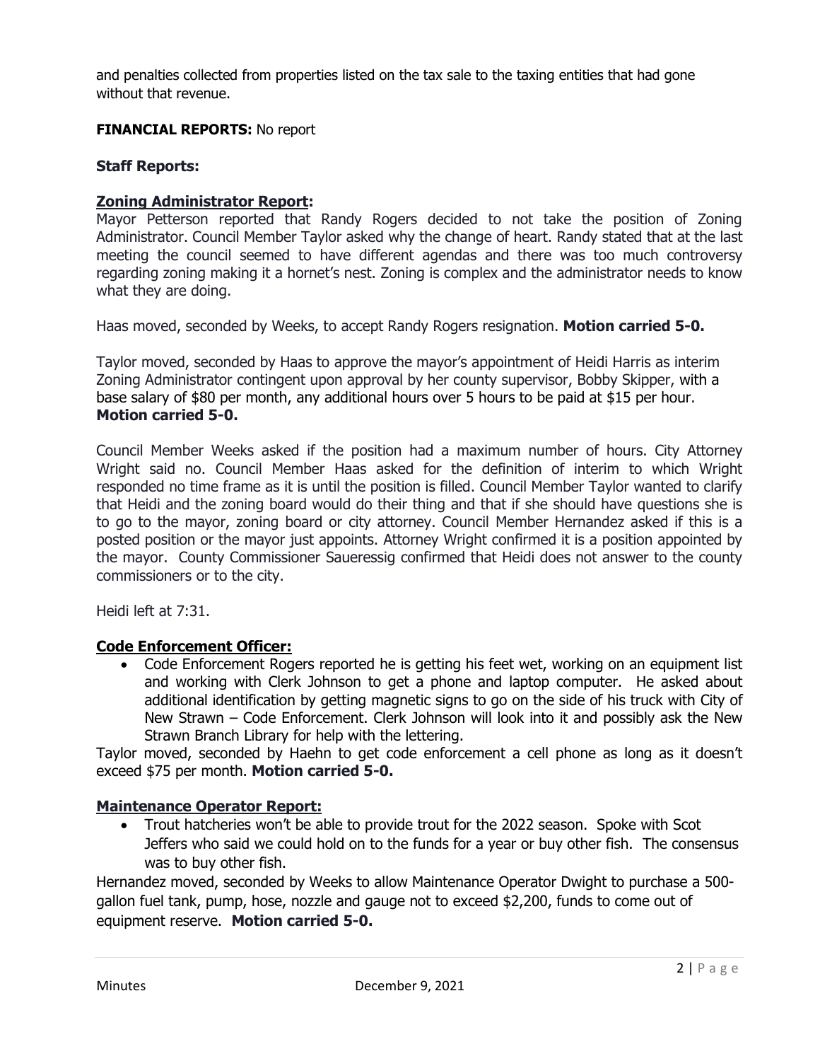and penalties collected from properties listed on the tax sale to the taxing entities that had gone without that revenue.

**FINANCIAL REPORTS:** No report

**Staff Reports:**

**Zoning Administrator Report:**

Mayor Petterson reported that Randy Rogers decided to not take the position of Zoning Administrator. Council Member Taylor asked why the change of heart. Randy stated that at the last meeting the council seemed to have different agendas and there was too much controversy regarding zoning making it a hornet's nest. Zoning is complex and the administrator needs to know what they are doing.

Haas moved, seconded by Weeks, to accept Randy Rogers resignation. **Motion carried 5-0.**

Taylor moved, seconded by Haas to approve the mayor's appointment of Heidi Harris as interim Zoning Administrator contingent upon approval by her county supervisor, Bobby Skipper, with a base salary of $80 per month, any additional hours over 5 hours to be paid at $15 per hour. **Motion carried 5-0.**

Council Member Weeks asked if the position had a maximum number of hours. City Attorney Wright said no. Council Member Haas asked for the definition of interim to which Wright responded no time frame as it is until the position is filled. Council Member Taylor wanted to clarify that Heidi and the zoning board would do their thing and that if she should have questions she is to go to the mayor, zoning board or city attorney. Council Member Hernandez asked if this is a posted position or the mayor just appoints. Attorney Wright confirmed it is a position appointed by the mayor. County Commissioner Saueressig confirmed that Heidi does not answer to the county commissioners or to the city.

Heidi left at 7:31.

**Code Enforcement Officer:**

- Code Enforcement Rogers reported he is getting his feet wet, working on an equipment list and working with Clerk Johnson to get a phone and laptop computer. He asked about additional identification by getting magnetic signs to go on the side of his truck with City of New Strawn – Code Enforcement. Clerk Johnson will look into it and possibly ask the New Strawn Branch Library for help with the lettering.

Taylor moved, seconded by Haehn to get code enforcement a cell phone as long as it doesn't exceed $75 per month. **Motion carried 5-0.**

**Maintenance Operator Report:**

- Trout hatcheries won't be able to provide trout for the 2022 season. Spoke with Scot Jeffers who said we could hold on to the funds for a year or buy other fish. The consensus was to buy other fish.

Hernandez moved, seconded by Weeks to allow Maintenance Operator Dwight to purchase a 500-gallon fuel tank, pump, hose, nozzle and gauge not to exceed $2,200, funds to come out of equipment reserve. **Motion carried 5-0.**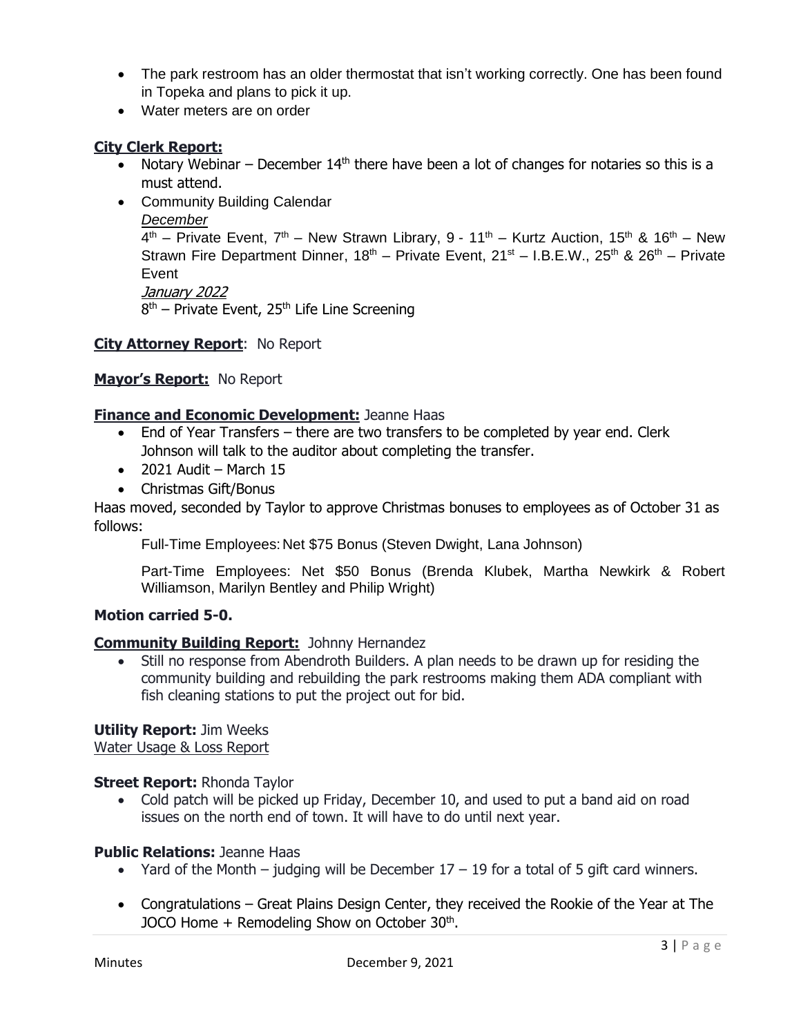- The park restroom has an older thermostat that isn't working correctly. One has been found in Topeka and plans to pick it up.
- Water meters are on order

**City Clerk Report:**

- Notary Webinar – December 14th there have been a lot of changes for notaries so this is a must attend.
- Community Building Calendar

  *December*

  4th – Private Event, 7th – New Strawn Library, 9 - 11th – Kurtz Auction, 15th & 16th – New Strawn Fire Department Dinner, 18th – Private Event, 21st – I.B.E.W., 25th & 26th – Private Event

  *January 2022*

  8th – Private Event, 25th Life Line Screening

**City Attorney Report**: No Report

**Mayor's Report:** No Report

**Finance and Economic Development:** Jeanne Haas

- End of Year Transfers – there are two transfers to be completed by year end. Clerk Johnson will talk to the auditor about completing the transfer.
- 2021 Audit – March 15
- Christmas Gift/Bonus

Haas moved, seconded by Taylor to approve Christmas bonuses to employees as of October 31 as follows:

Full-Time Employees: Net $75 Bonus (Steven Dwight, Lana Johnson)

Part-Time Employees: Net $50 Bonus (Brenda Klubek, Martha Newkirk & Robert Williamson, Marilyn Bentley and Philip Wright)

**Motion carried 5-0.**

**Community Building Report:** Johnny Hernandez

- Still no response from Abendroth Builders. A plan needs to be drawn up for residing the community building and rebuilding the park restrooms making them ADA compliant with fish cleaning stations to put the project out for bid.

**Utility Report:** Jim Weeks

Water Usage & Loss Report

**Street Report:** Rhonda Taylor

- Cold patch will be picked up Friday, December 10, and used to put a band aid on road issues on the north end of town. It will have to do until next year.

**Public Relations:** Jeanne Haas

- Yard of the Month – judging will be December 17 – 19 for a total of 5 gift card winners.
- Congratulations – Great Plains Design Center, they received the Rookie of the Year at The JOCO Home + Remodeling Show on October 30th.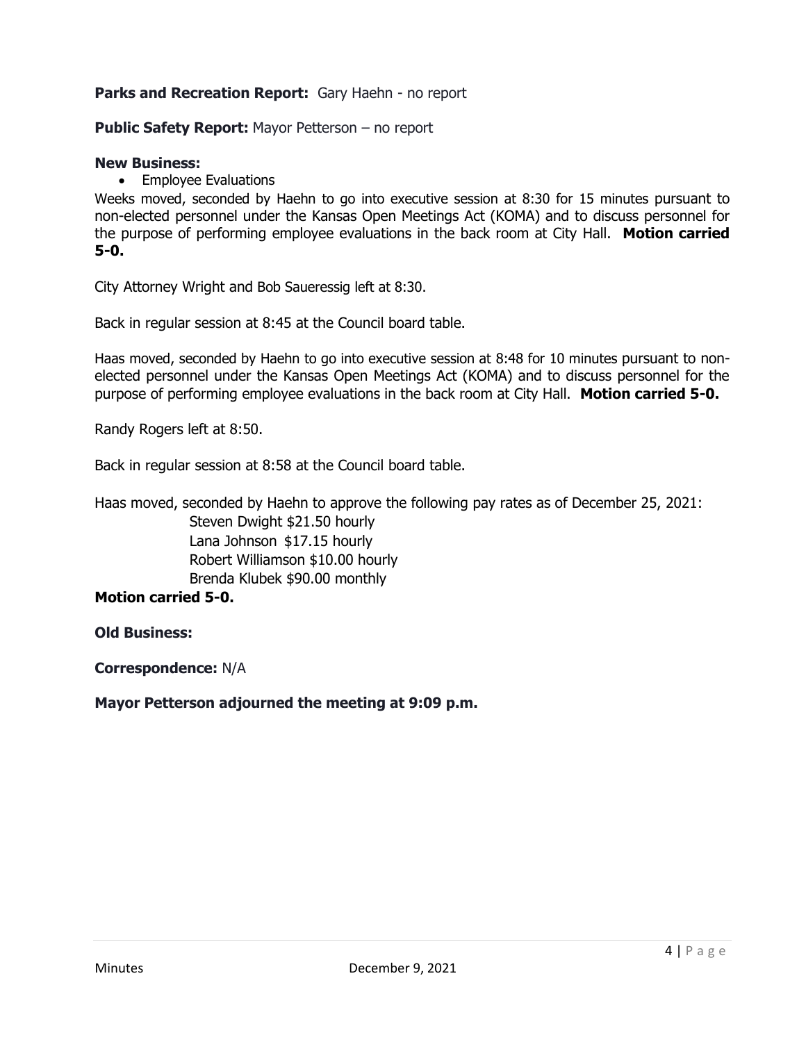**Parks and Recreation Report:** Gary Haehn - no report

**Public Safety Report:** Mayor Petterson – no report

**New Business:**

- Employee Evaluations

Weeks moved, seconded by Haehn to go into executive session at 8:30 for 15 minutes pursuant to non-elected personnel under the Kansas Open Meetings Act (KOMA) and to discuss personnel for the purpose of performing employee evaluations in the back room at City Hall. **Motion carried 5-0.**

City Attorney Wright and Bob Saueressig left at 8:30.

Back in regular session at 8:45 at the Council board table.

Haas moved, seconded by Haehn to go into executive session at 8:48 for 10 minutes pursuant to non-elected personnel under the Kansas Open Meetings Act (KOMA) and to discuss personnel for the purpose of performing employee evaluations in the back room at City Hall. **Motion carried 5-0.**

Randy Rogers left at 8:50.

Back in regular session at 8:58 at the Council board table.

Haas moved, seconded by Haehn to approve the following pay rates as of December 25, 2021:

Steven Dwight $21.50 hourly
Lana Johnson $17.15 hourly
Robert Williamson $10.00 hourly
Brenda Klubek $90.00 monthly

**Motion carried 5-0.**

**Old Business:**

**Correspondence:** N/A

**Mayor Petterson adjourned the meeting at 9:09 p.m.**